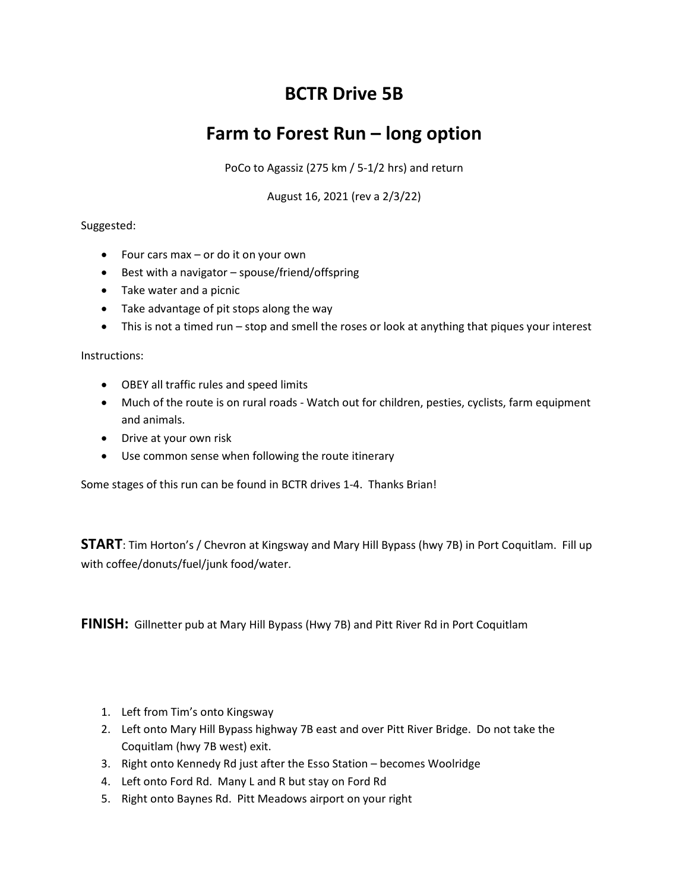# BCTR Drive 5B

# Farm to Forest Run – long option

PoCo to Agassiz (275 km / 5-1/2 hrs) and return

August 16, 2021 (rev a 2/3/22)

Suggested:

- Four cars max – or do it on your own
- Best with a navigator – spouse/friend/offspring
- Take water and a picnic
- Take advantage of pit stops along the way
- This is not a timed run – stop and smell the roses or look at anything that piques your interest

Instructions:

- OBEY all traffic rules and speed limits
- Much of the route is on rural roads - Watch out for children, pesties, cyclists, farm equipment and animals.
- Drive at your own risk
- Use common sense when following the route itinerary

Some stages of this run can be found in BCTR drives 1-4. Thanks Brian!

**START**: Tim Horton's / Chevron at Kingsway and Mary Hill Bypass (hwy 7B) in Port Coquitlam. Fill up with coffee/donuts/fuel/junk food/water.

**FINISH:** Gillnetter pub at Mary Hill Bypass (Hwy 7B) and Pitt River Rd in Port Coquitlam

1. Left from Tim's onto Kingsway
2. Left onto Mary Hill Bypass highway 7B east and over Pitt River Bridge. Do not take the Coquitlam (hwy 7B west) exit.
3. Right onto Kennedy Rd just after the Esso Station – becomes Woolridge
4. Left onto Ford Rd. Many L and R but stay on Ford Rd
5. Right onto Baynes Rd. Pitt Meadows airport on your right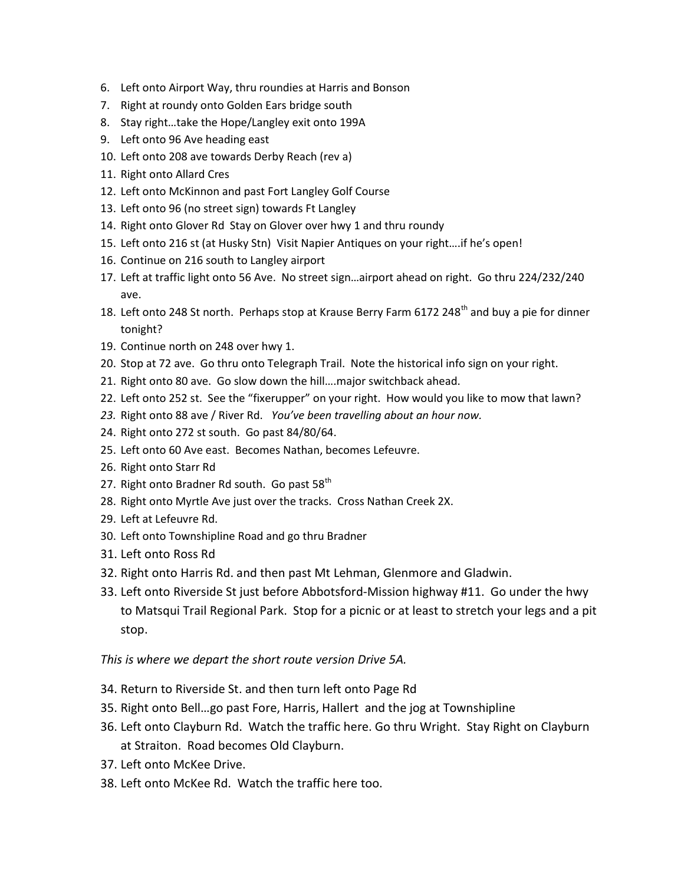6. Left onto Airport Way, thru roundies at Harris and Bonson
7. Right at roundy onto Golden Ears bridge south
8. Stay right…take the Hope/Langley exit onto 199A
9. Left onto 96 Ave heading east
10. Left onto 208 ave towards Derby Reach (rev a)
11. Right onto Allard Cres
12. Left onto McKinnon and past Fort Langley Golf Course
13. Left onto 96 (no street sign) towards Ft Langley
14. Right onto Glover Rd Stay on Glover over hwy 1 and thru roundy
15. Left onto 216 st (at Husky Stn) Visit Napier Antiques on your right….if he's open!
16. Continue on 216 south to Langley airport
17. Left at traffic light onto 56 Ave. No street sign…airport ahead on right. Go thru 224/232/240 ave.
18. Left onto 248 St north. Perhaps stop at Krause Berry Farm 6172 248th and buy a pie for dinner tonight?
19. Continue north on 248 over hwy 1.
20. Stop at 72 ave. Go thru onto Telegraph Trail. Note the historical info sign on your right.
21. Right onto 80 ave. Go slow down the hill….major switchback ahead.
22. Left onto 252 st. See the "fixerupper" on your right. How would you like to mow that lawn?
23. Right onto 88 ave / River Rd. *You've been travelling about an hour now.*
24. Right onto 272 st south. Go past 84/80/64.
25. Left onto 60 Ave east. Becomes Nathan, becomes Lefeuvre.
26. Right onto Starr Rd
27. Right onto Bradner Rd south. Go past 58th
28. Right onto Myrtle Ave just over the tracks. Cross Nathan Creek 2X.
29. Left at Lefeuvre Rd.
30. Left onto Townshipline Road and go thru Bradner
31. Left onto Ross Rd
32. Right onto Harris Rd. and then past Mt Lehman, Glenmore and Gladwin.
33. Left onto Riverside St just before Abbotsford-Mission highway #11. Go under the hwy to Matsqui Trail Regional Park. Stop for a picnic or at least to stretch your legs and a pit stop.

*This is where we depart the short route version Drive 5A.*

34. Return to Riverside St. and then turn left onto Page Rd
35. Right onto Bell…go past Fore, Harris, Hallert and the jog at Townshipline
36. Left onto Clayburn Rd. Watch the traffic here. Go thru Wright. Stay Right on Clayburn at Straiton. Road becomes Old Clayburn.
37. Left onto McKee Drive.
38. Left onto McKee Rd. Watch the traffic here too.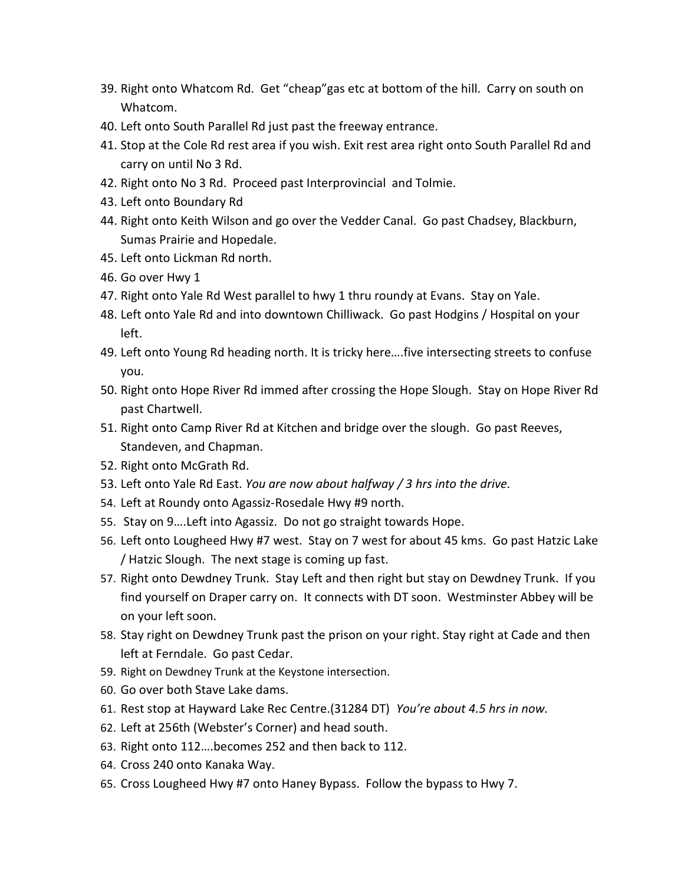39. Right onto Whatcom Rd. Get “cheap”gas etc at bottom of the hill. Carry on south on Whatcom.
40. Left onto South Parallel Rd just past the freeway entrance.
41. Stop at the Cole Rd rest area if you wish. Exit rest area right onto South Parallel Rd and carry on until No 3 Rd.
42. Right onto No 3 Rd. Proceed past Interprovincial and Tolmie.
43. Left onto Boundary Rd
44. Right onto Keith Wilson and go over the Vedder Canal. Go past Chadsey, Blackburn, Sumas Prairie and Hopedale.
45. Left onto Lickman Rd north.
46. Go over Hwy 1
47. Right onto Yale Rd West parallel to hwy 1 thru roundy at Evans. Stay on Yale.
48. Left onto Yale Rd and into downtown Chilliwack. Go past Hodgins / Hospital on your left.
49. Left onto Young Rd heading north. It is tricky here….five intersecting streets to confuse you.
50. Right onto Hope River Rd immed after crossing the Hope Slough. Stay on Hope River Rd past Chartwell.
51. Right onto Camp River Rd at Kitchen and bridge over the slough. Go past Reeves, Standeven, and Chapman.
52. Right onto McGrath Rd.
53. Left onto Yale Rd East. *You are now about halfway / 3 hrs into the drive.*
54. Left at Roundy onto Agassiz-Rosedale Hwy #9 north.
55. Stay on 9….Left into Agassiz. Do not go straight towards Hope.
56. Left onto Lougheed Hwy #7 west. Stay on 7 west for about 45 kms. Go past Hatzic Lake / Hatzic Slough. The next stage is coming up fast.
57. Right onto Dewdney Trunk. Stay Left and then right but stay on Dewdney Trunk. If you find yourself on Draper carry on. It connects with DT soon. Westminster Abbey will be on your left soon.
58. Stay right on Dewdney Trunk past the prison on your right. Stay right at Cade and then left at Ferndale. Go past Cedar.
59. Right on Dewdney Trunk at the Keystone intersection.
60. Go over both Stave Lake dams.
61. Rest stop at Hayward Lake Rec Centre.(31284 DT) *You're about 4.5 hrs in now.*
62. Left at 256th (Webster's Corner) and head south.
63. Right onto 112….becomes 252 and then back to 112.
64. Cross 240 onto Kanaka Way.
65. Cross Lougheed Hwy #7 onto Haney Bypass. Follow the bypass to Hwy 7.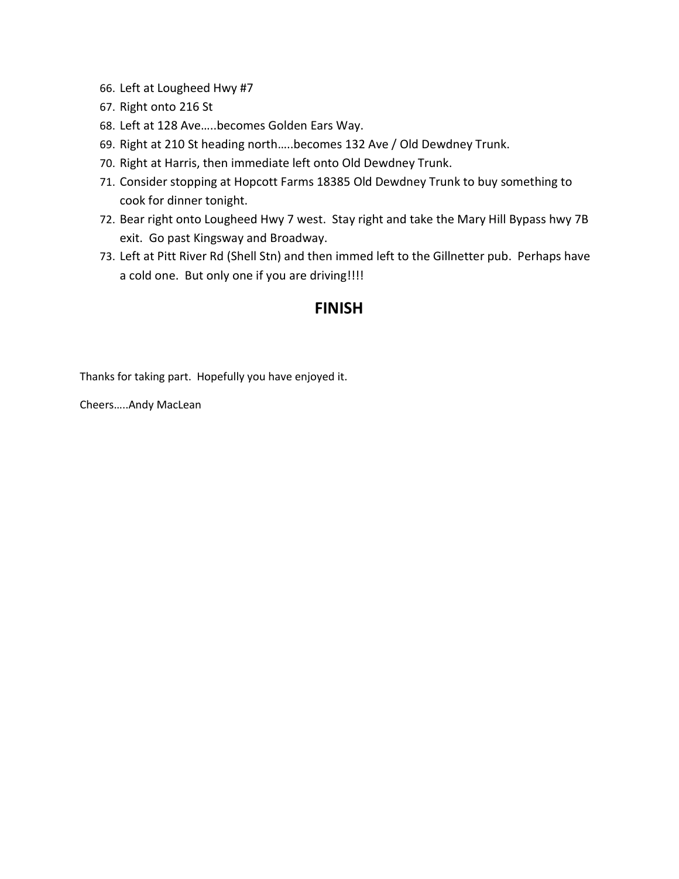66. Left at Lougheed Hwy #7
67. Right onto 216 St
68. Left at 128 Ave…..becomes Golden Ears Way.
69. Right at 210 St heading north…..becomes 132 Ave / Old Dewdney Trunk.
70. Right at Harris, then immediate left onto Old Dewdney Trunk.
71. Consider stopping at Hopcott Farms 18385 Old Dewdney Trunk to buy something to cook for dinner tonight.
72. Bear right onto Lougheed Hwy 7 west. Stay right and take the Mary Hill Bypass hwy 7B exit. Go past Kingsway and Broadway.
73. Left at Pitt River Rd (Shell Stn) and then immed left to the Gillnetter pub. Perhaps have a cold one. But only one if you are driving!!!!

## FINISH

Thanks for taking part. Hopefully you have enjoyed it.

Cheers…..Andy MacLean